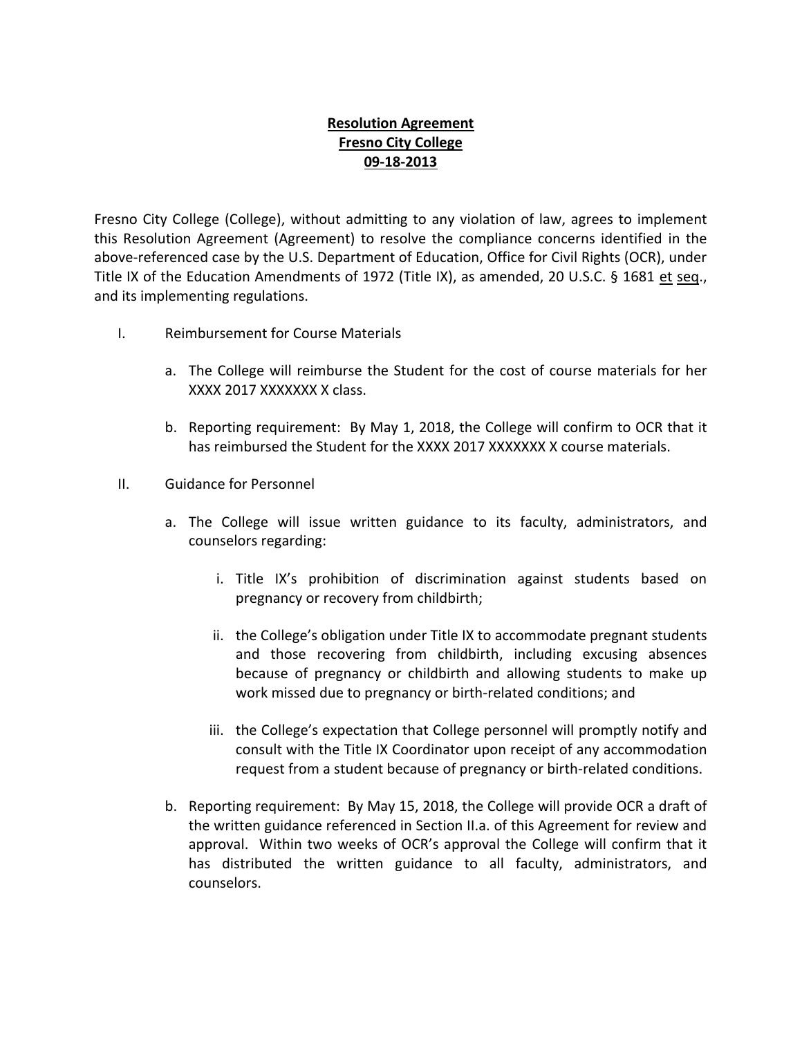**Resolution Agreement**
**Fresno City College**
**09-18-2013**

Fresno City College (College), without admitting to any violation of law, agrees to implement this Resolution Agreement (Agreement) to resolve the compliance concerns identified in the above-referenced case by the U.S. Department of Education, Office for Civil Rights (OCR), under Title IX of the Education Amendments of 1972 (Title IX), as amended, 20 U.S.C. § 1681 et seq., and its implementing regulations.

I. Reimbursement for Course Materials

   a. The College will reimburse the Student for the cost of course materials for her XXXX 2017 XXXXXXX X class.

   b. Reporting requirement: By May 1, 2018, the College will confirm to OCR that it has reimbursed the Student for the XXXX 2017 XXXXXXX X course materials.

II. Guidance for Personnel

   a. The College will issue written guidance to its faculty, administrators, and counselors regarding:

      i. Title IX's prohibition of discrimination against students based on pregnancy or recovery from childbirth;

      ii. the College's obligation under Title IX to accommodate pregnant students and those recovering from childbirth, including excusing absences because of pregnancy or childbirth and allowing students to make up work missed due to pregnancy or birth-related conditions; and

      iii. the College's expectation that College personnel will promptly notify and consult with the Title IX Coordinator upon receipt of any accommodation request from a student because of pregnancy or birth-related conditions.

   b. Reporting requirement: By May 15, 2018, the College will provide OCR a draft of the written guidance referenced in Section II.a. of this Agreement for review and approval. Within two weeks of OCR's approval the College will confirm that it has distributed the written guidance to all faculty, administrators, and counselors.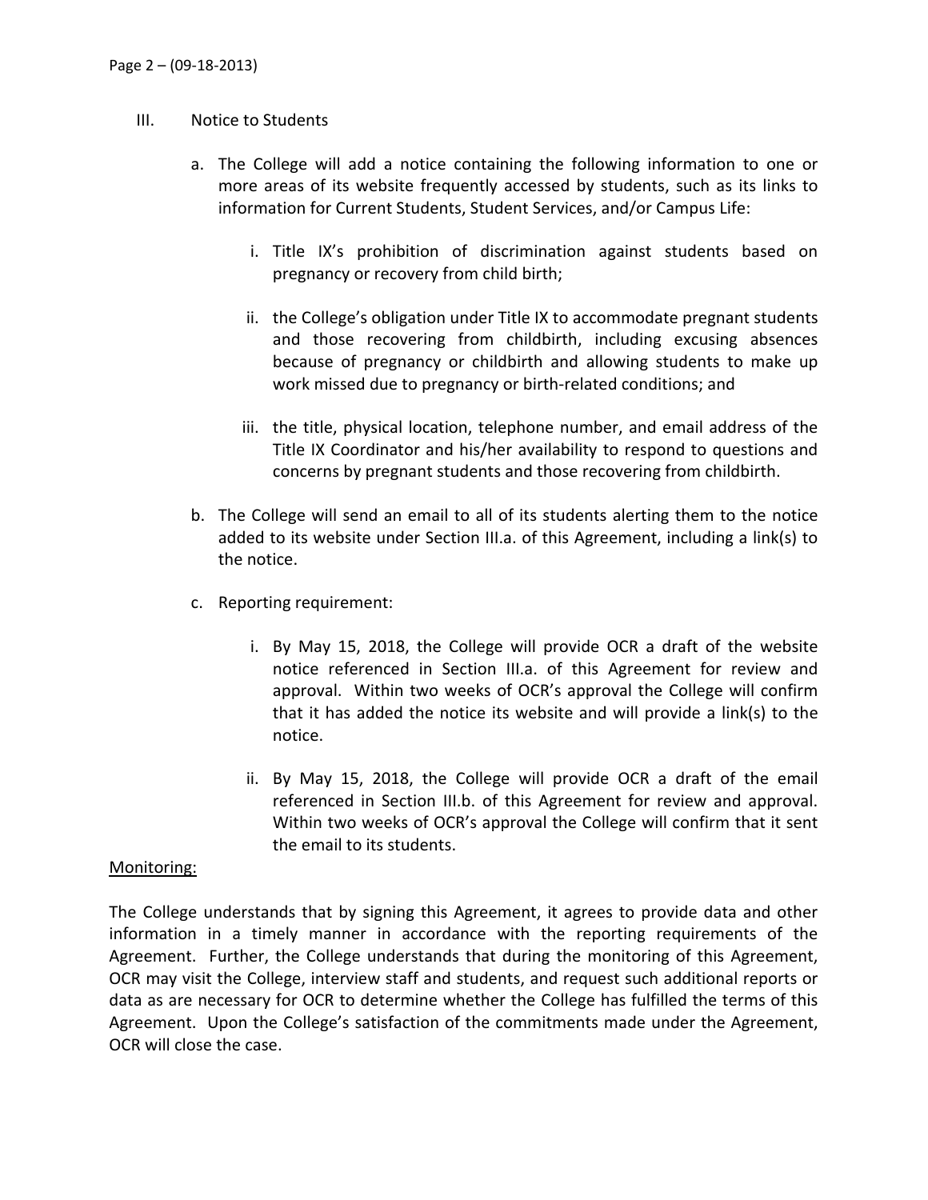III. Notice to Students

a. The College will add a notice containing the following information to one or more areas of its website frequently accessed by students, such as its links to information for Current Students, Student Services, and/or Campus Life:

   i. Title IX's prohibition of discrimination against students based on pregnancy or recovery from child birth;

   ii. the College's obligation under Title IX to accommodate pregnant students and those recovering from childbirth, including excusing absences because of pregnancy or childbirth and allowing students to make up work missed due to pregnancy or birth-related conditions; and

   iii. the title, physical location, telephone number, and email address of the Title IX Coordinator and his/her availability to respond to questions and concerns by pregnant students and those recovering from childbirth.

b. The College will send an email to all of its students alerting them to the notice added to its website under Section III.a. of this Agreement, including a link(s) to the notice.

c. Reporting requirement:

   i. By May 15, 2018, the College will provide OCR a draft of the website notice referenced in Section III.a. of this Agreement for review and approval. Within two weeks of OCR's approval the College will confirm that it has added the notice its website and will provide a link(s) to the notice.

   ii. By May 15, 2018, the College will provide OCR a draft of the email referenced in Section III.b. of this Agreement for review and approval. Within two weeks of OCR's approval the College will confirm that it sent the email to its students.

<u>Monitoring:</u>

The College understands that by signing this Agreement, it agrees to provide data and other information in a timely manner in accordance with the reporting requirements of the Agreement. Further, the College understands that during the monitoring of this Agreement, OCR may visit the College, interview staff and students, and request such additional reports or data as are necessary for OCR to determine whether the College has fulfilled the terms of this Agreement. Upon the College's satisfaction of the commitments made under the Agreement, OCR will close the case.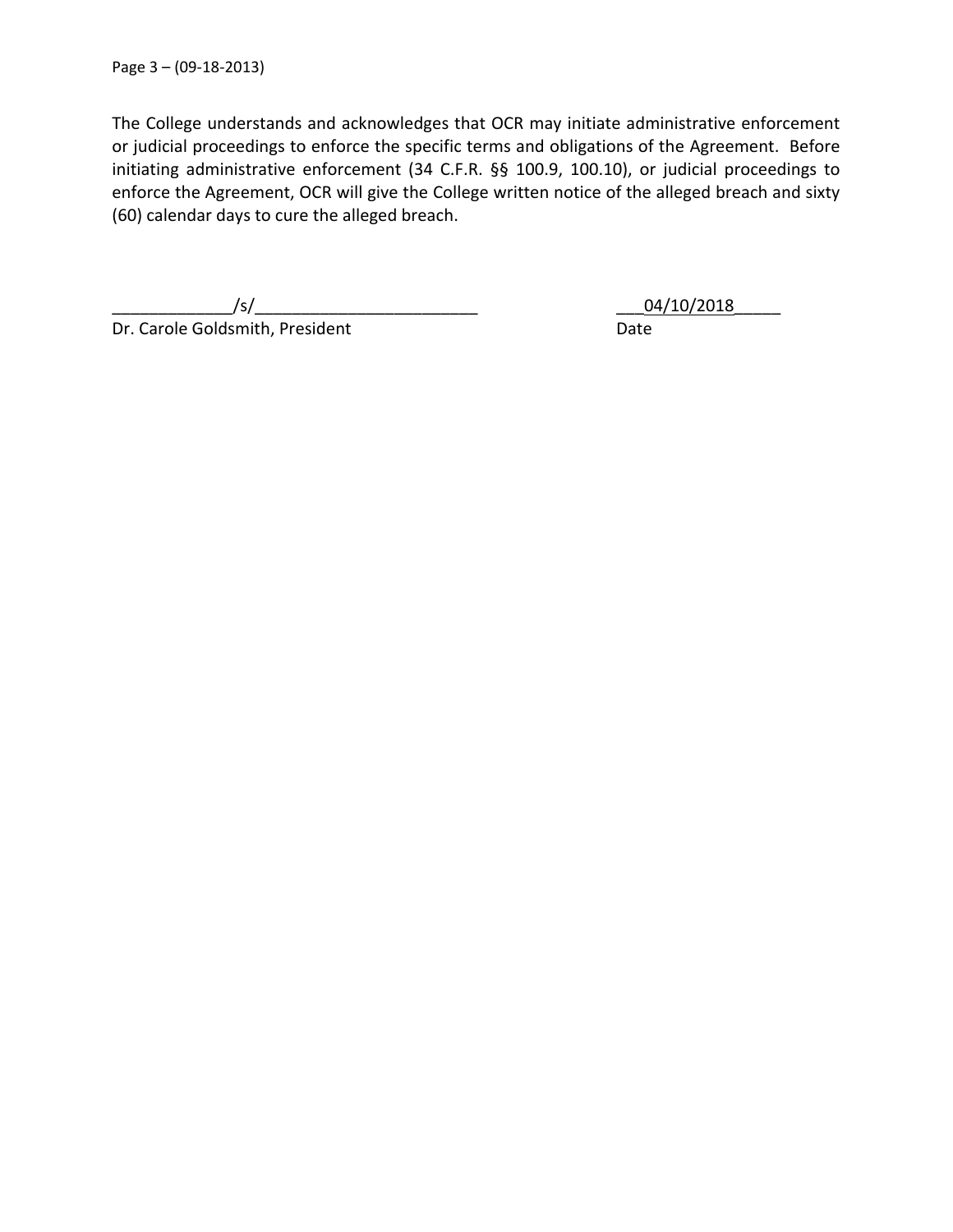The College understands and acknowledges that OCR may initiate administrative enforcement or judicial proceedings to enforce the specific terms and obligations of the Agreement. Before initiating administrative enforcement (34 C.F.R. §§ 100.9, 100.10), or judicial proceedings to enforce the Agreement, OCR will give the College written notice of the alleged breach and sixty (60) calendar days to cure the alleged breach.

/s/ — Dr. Carole Goldsmith, President

04/10/2018 — Date